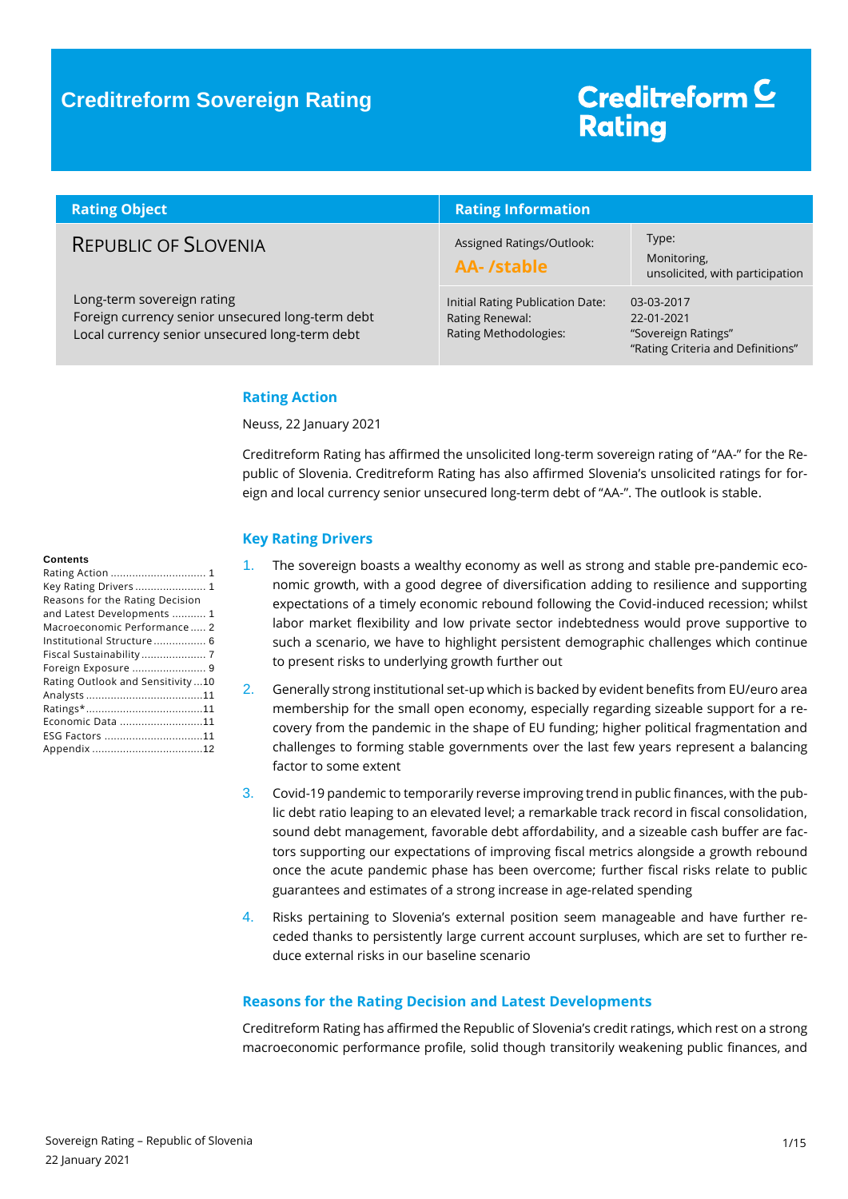# Creditreform Sovereign Rating

Creditreform Rating

| Rating Object | Rating Information | |
|---|---|---|
| REPUBLIC OF SLOVENIA | Assigned Ratings/Outlook: **AA- /stable** | Type: Monitoring, unsolicited, with participation |
| Long-term sovereign rating<br>Foreign currency senior unsecured long-term debt<br>Local currency senior unsecured long-term debt | Initial Rating Publication Date:<br>Rating Renewal:<br>Rating Methodologies: | 03-03-2017<br>22-01-2021<br>"Sovereign Ratings"<br>"Rating Criteria and Definitions" |

**Contents**

- Rating Action ............ 1
- Key Rating Drivers ............ 1
- Reasons for the Rating Decision and Latest Developments ............ 1
- Macroeconomic Performance ............ 2
- Institutional Structure ............ 6
- Fiscal Sustainability ............ 7
- Foreign Exposure ............ 9
- Rating Outlook and Sensitivity ............ 10
- Analysts ............ 11
- Ratings* ............ 11
- Economic Data ............ 11
- ESG Factors ............ 11
- Appendix ............ 12

## Rating Action

Neuss, 22 January 2021

Creditreform Rating has affirmed the unsolicited long-term sovereign rating of "AA-" for the Republic of Slovenia. Creditreform Rating has also affirmed Slovenia's unsolicited ratings for foreign and local currency senior unsecured long-term debt of "AA-". The outlook is stable.

## Key Rating Drivers

1. The sovereign boasts a wealthy economy as well as strong and stable pre-pandemic economic growth, with a good degree of diversification adding to resilience and supporting expectations of a timely economic rebound following the Covid-induced recession; whilst labor market flexibility and low private sector indebtedness would prove supportive to such a scenario, we have to highlight persistent demographic challenges which continue to present risks to underlying growth further out
2. Generally strong institutional set-up which is backed by evident benefits from EU/euro area membership for the small open economy, especially regarding sizeable support for a recovery from the pandemic in the shape of EU funding; higher political fragmentation and challenges to forming stable governments over the last few years represent a balancing factor to some extent
3. Covid-19 pandemic to temporarily reverse improving trend in public finances, with the public debt ratio leaping to an elevated level; a remarkable track record in fiscal consolidation, sound debt management, favorable debt affordability, and a sizeable cash buffer are factors supporting our expectations of improving fiscal metrics alongside a growth rebound once the acute pandemic phase has been overcome; further fiscal risks relate to public guarantees and estimates of a strong increase in age-related spending
4. Risks pertaining to Slovenia's external position seem manageable and have further receded thanks to persistently large current account surpluses, which are set to further reduce external risks in our baseline scenario

## Reasons for the Rating Decision and Latest Developments

Creditreform Rating has affirmed the Republic of Slovenia's credit ratings, which rest on a strong macroeconomic performance profile, solid though transitorily weakening public finances, and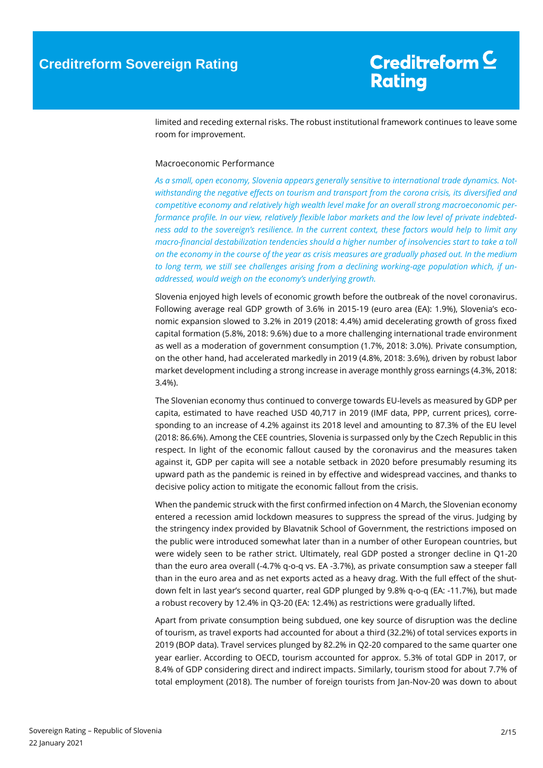limited and receding external risks. The robust institutional framework continues to leave some room for improvement.

## Macroeconomic Performance

*As a small, open economy, Slovenia appears generally sensitive to international trade dynamics. Notwithstanding the negative effects on tourism and transport from the corona crisis, its diversified and competitive economy and relatively high wealth level make for an overall strong macroeconomic performance profile. In our view, relatively flexible labor markets and the low level of private indebtedness add to the sovereign's resilience. In the current context, these factors would help to limit any macro-financial destabilization tendencies should a higher number of insolvencies start to take a toll on the economy in the course of the year as crisis measures are gradually phased out. In the medium to long term, we still see challenges arising from a declining working-age population which, if unaddressed, would weigh on the economy's underlying growth.*

Slovenia enjoyed high levels of economic growth before the outbreak of the novel coronavirus. Following average real GDP growth of 3.6% in 2015-19 (euro area (EA): 1.9%), Slovenia's economic expansion slowed to 3.2% in 2019 (2018: 4.4%) amid decelerating growth of gross fixed capital formation (5.8%, 2018: 9.6%) due to a more challenging international trade environment as well as a moderation of government consumption (1.7%, 2018: 3.0%). Private consumption, on the other hand, had accelerated markedly in 2019 (4.8%, 2018: 3.6%), driven by robust labor market development including a strong increase in average monthly gross earnings (4.3%, 2018: 3.4%).

The Slovenian economy thus continued to converge towards EU-levels as measured by GDP per capita, estimated to have reached USD 40,717 in 2019 (IMF data, PPP, current prices), corresponding to an increase of 4.2% against its 2018 level and amounting to 87.3% of the EU level (2018: 86.6%). Among the CEE countries, Slovenia is surpassed only by the Czech Republic in this respect. In light of the economic fallout caused by the coronavirus and the measures taken against it, GDP per capita will see a notable setback in 2020 before presumably resuming its upward path as the pandemic is reined in by effective and widespread vaccines, and thanks to decisive policy action to mitigate the economic fallout from the crisis.

When the pandemic struck with the first confirmed infection on 4 March, the Slovenian economy entered a recession amid lockdown measures to suppress the spread of the virus. Judging by the stringency index provided by Blavatnik School of Government, the restrictions imposed on the public were introduced somewhat later than in a number of other European countries, but were widely seen to be rather strict. Ultimately, real GDP posted a stronger decline in Q1-20 than the euro area overall (-4.7% q-o-q vs. EA -3.7%), as private consumption saw a steeper fall than in the euro area and as net exports acted as a heavy drag. With the full effect of the shutdown felt in last year's second quarter, real GDP plunged by 9.8% q-o-q (EA: -11.7%), but made a robust recovery by 12.4% in Q3-20 (EA: 12.4%) as restrictions were gradually lifted.

Apart from private consumption being subdued, one key source of disruption was the decline of tourism, as travel exports had accounted for about a third (32.2%) of total services exports in 2019 (BOP data). Travel services plunged by 82.2% in Q2-20 compared to the same quarter one year earlier. According to OECD, tourism accounted for approx. 5.3% of total GDP in 2017, or 8.4% of GDP considering direct and indirect impacts. Similarly, tourism stood for about 7.7% of total employment (2018). The number of foreign tourists from Jan-Nov-20 was down to about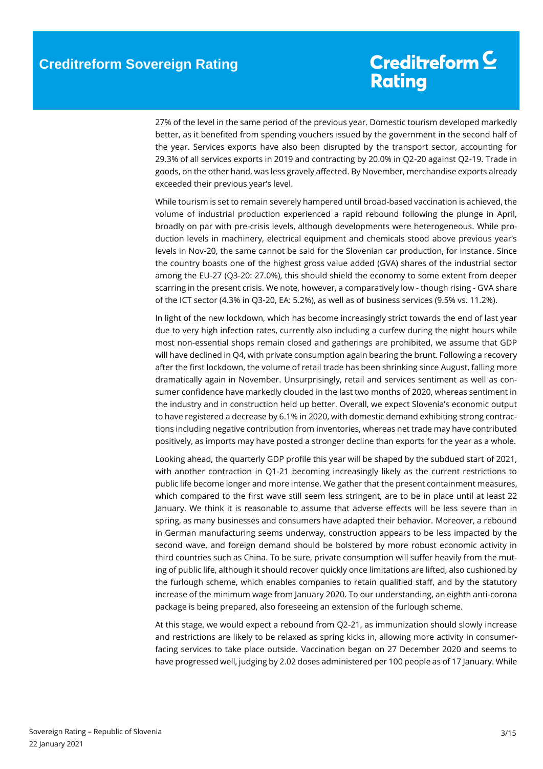27% of the level in the same period of the previous year. Domestic tourism developed markedly better, as it benefited from spending vouchers issued by the government in the second half of the year. Services exports have also been disrupted by the transport sector, accounting for 29.3% of all services exports in 2019 and contracting by 20.0% in Q2-20 against Q2-19. Trade in goods, on the other hand, was less gravely affected. By November, merchandise exports already exceeded their previous year's level.

While tourism is set to remain severely hampered until broad-based vaccination is achieved, the volume of industrial production experienced a rapid rebound following the plunge in April, broadly on par with pre-crisis levels, although developments were heterogeneous. While production levels in machinery, electrical equipment and chemicals stood above previous year's levels in Nov-20, the same cannot be said for the Slovenian car production, for instance. Since the country boasts one of the highest gross value added (GVA) shares of the industrial sector among the EU-27 (Q3-20: 27.0%), this should shield the economy to some extent from deeper scarring in the present crisis. We note, however, a comparatively low - though rising - GVA share of the ICT sector (4.3% in Q3-20, EA: 5.2%), as well as of business services (9.5% vs. 11.2%).

In light of the new lockdown, which has become increasingly strict towards the end of last year due to very high infection rates, currently also including a curfew during the night hours while most non-essential shops remain closed and gatherings are prohibited, we assume that GDP will have declined in Q4, with private consumption again bearing the brunt. Following a recovery after the first lockdown, the volume of retail trade has been shrinking since August, falling more dramatically again in November. Unsurprisingly, retail and services sentiment as well as consumer confidence have markedly clouded in the last two months of 2020, whereas sentiment in the industry and in construction held up better. Overall, we expect Slovenia's economic output to have registered a decrease by 6.1% in 2020, with domestic demand exhibiting strong contractions including negative contribution from inventories, whereas net trade may have contributed positively, as imports may have posted a stronger decline than exports for the year as a whole.

Looking ahead, the quarterly GDP profile this year will be shaped by the subdued start of 2021, with another contraction in Q1-21 becoming increasingly likely as the current restrictions to public life become longer and more intense. We gather that the present containment measures, which compared to the first wave still seem less stringent, are to be in place until at least 22 January. We think it is reasonable to assume that adverse effects will be less severe than in spring, as many businesses and consumers have adapted their behavior. Moreover, a rebound in German manufacturing seems underway, construction appears to be less impacted by the second wave, and foreign demand should be bolstered by more robust economic activity in third countries such as China. To be sure, private consumption will suffer heavily from the muting of public life, although it should recover quickly once limitations are lifted, also cushioned by the furlough scheme, which enables companies to retain qualified staff, and by the statutory increase of the minimum wage from January 2020. To our understanding, an eighth anti-corona package is being prepared, also foreseeing an extension of the furlough scheme.

At this stage, we would expect a rebound from Q2-21, as immunization should slowly increase and restrictions are likely to be relaxed as spring kicks in, allowing more activity in consumer-facing services to take place outside. Vaccination began on 27 December 2020 and seems to have progressed well, judging by 2.02 doses administered per 100 people as of 17 January. While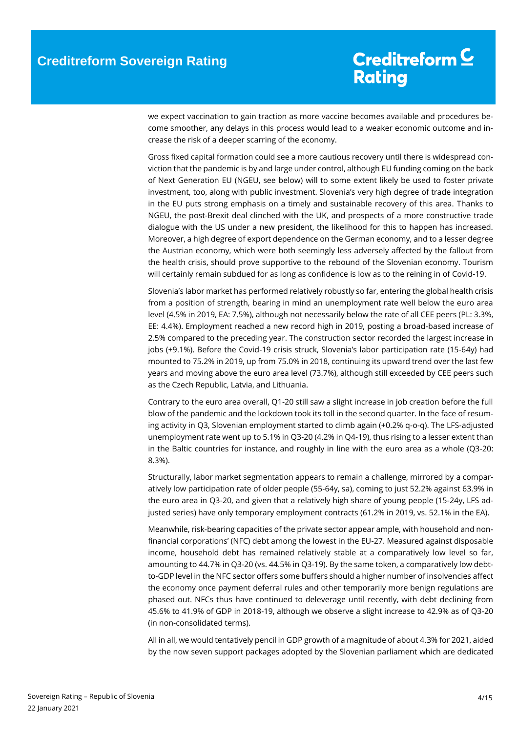we expect vaccination to gain traction as more vaccine becomes available and procedures become smoother, any delays in this process would lead to a weaker economic outcome and increase the risk of a deeper scarring of the economy.

Gross fixed capital formation could see a more cautious recovery until there is widespread conviction that the pandemic is by and large under control, although EU funding coming on the back of Next Generation EU (NGEU, see below) will to some extent likely be used to foster private investment, too, along with public investment. Slovenia's very high degree of trade integration in the EU puts strong emphasis on a timely and sustainable recovery of this area. Thanks to NGEU, the post-Brexit deal clinched with the UK, and prospects of a more constructive trade dialogue with the US under a new president, the likelihood for this to happen has increased. Moreover, a high degree of export dependence on the German economy, and to a lesser degree the Austrian economy, which were both seemingly less adversely affected by the fallout from the health crisis, should prove supportive to the rebound of the Slovenian economy. Tourism will certainly remain subdued for as long as confidence is low as to the reining in of Covid-19.

Slovenia's labor market has performed relatively robustly so far, entering the global health crisis from a position of strength, bearing in mind an unemployment rate well below the euro area level (4.5% in 2019, EA: 7.5%), although not necessarily below the rate of all CEE peers (PL: 3.3%, EE: 4.4%). Employment reached a new record high in 2019, posting a broad-based increase of 2.5% compared to the preceding year. The construction sector recorded the largest increase in jobs (+9.1%). Before the Covid-19 crisis struck, Slovenia's labor participation rate (15-64y) had mounted to 75.2% in 2019, up from 75.0% in 2018, continuing its upward trend over the last few years and moving above the euro area level (73.7%), although still exceeded by CEE peers such as the Czech Republic, Latvia, and Lithuania.

Contrary to the euro area overall, Q1-20 still saw a slight increase in job creation before the full blow of the pandemic and the lockdown took its toll in the second quarter. In the face of resuming activity in Q3, Slovenian employment started to climb again (+0.2% q-o-q). The LFS-adjusted unemployment rate went up to 5.1% in Q3-20 (4.2% in Q4-19), thus rising to a lesser extent than in the Baltic countries for instance, and roughly in line with the euro area as a whole (Q3-20: 8.3%).

Structurally, labor market segmentation appears to remain a challenge, mirrored by a comparatively low participation rate of older people (55-64y, sa), coming to just 52.2% against 63.9% in the euro area in Q3-20, and given that a relatively high share of young people (15-24y, LFS adjusted series) have only temporary employment contracts (61.2% in 2019, vs. 52.1% in the EA).

Meanwhile, risk-bearing capacities of the private sector appear ample, with household and non-financial corporations' (NFC) debt among the lowest in the EU-27. Measured against disposable income, household debt has remained relatively stable at a comparatively low level so far, amounting to 44.7% in Q3-20 (vs. 44.5% in Q3-19). By the same token, a comparatively low debt-to-GDP level in the NFC sector offers some buffers should a higher number of insolvencies affect the economy once payment deferral rules and other temporarily more benign regulations are phased out. NFCs thus have continued to deleverage until recently, with debt declining from 45.6% to 41.9% of GDP in 2018-19, although we observe a slight increase to 42.9% as of Q3-20 (in non-consolidated terms).

All in all, we would tentatively pencil in GDP growth of a magnitude of about 4.3% for 2021, aided by the now seven support packages adopted by the Slovenian parliament which are dedicated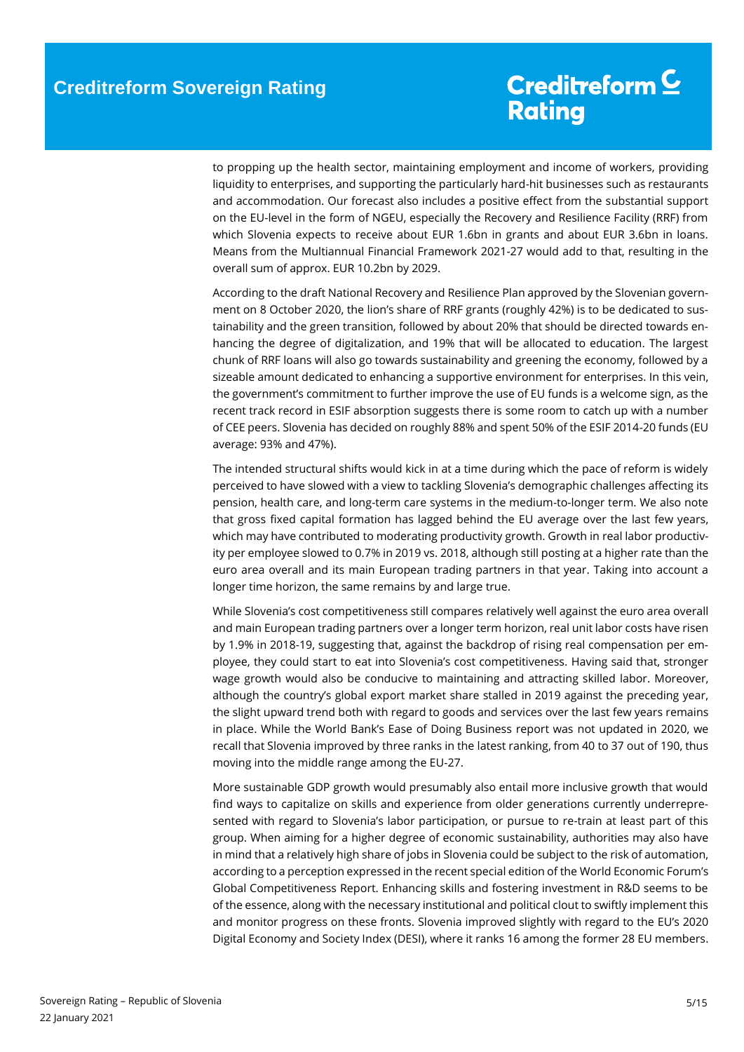to propping up the health sector, maintaining employment and income of workers, providing liquidity to enterprises, and supporting the particularly hard-hit businesses such as restaurants and accommodation. Our forecast also includes a positive effect from the substantial support on the EU-level in the form of NGEU, especially the Recovery and Resilience Facility (RRF) from which Slovenia expects to receive about EUR 1.6bn in grants and about EUR 3.6bn in loans. Means from the Multiannual Financial Framework 2021-27 would add to that, resulting in the overall sum of approx. EUR 10.2bn by 2029.

According to the draft National Recovery and Resilience Plan approved by the Slovenian government on 8 October 2020, the lion's share of RRF grants (roughly 42%) is to be dedicated to sustainability and the green transition, followed by about 20% that should be directed towards enhancing the degree of digitalization, and 19% that will be allocated to education. The largest chunk of RRF loans will also go towards sustainability and greening the economy, followed by a sizeable amount dedicated to enhancing a supportive environment for enterprises. In this vein, the government's commitment to further improve the use of EU funds is a welcome sign, as the recent track record in ESIF absorption suggests there is some room to catch up with a number of CEE peers. Slovenia has decided on roughly 88% and spent 50% of the ESIF 2014-20 funds (EU average: 93% and 47%).

The intended structural shifts would kick in at a time during which the pace of reform is widely perceived to have slowed with a view to tackling Slovenia's demographic challenges affecting its pension, health care, and long-term care systems in the medium-to-longer term. We also note that gross fixed capital formation has lagged behind the EU average over the last few years, which may have contributed to moderating productivity growth. Growth in real labor productivity per employee slowed to 0.7% in 2019 vs. 2018, although still posting at a higher rate than the euro area overall and its main European trading partners in that year. Taking into account a longer time horizon, the same remains by and large true.

While Slovenia's cost competitiveness still compares relatively well against the euro area overall and main European trading partners over a longer term horizon, real unit labor costs have risen by 1.9% in 2018-19, suggesting that, against the backdrop of rising real compensation per employee, they could start to eat into Slovenia's cost competitiveness. Having said that, stronger wage growth would also be conducive to maintaining and attracting skilled labor. Moreover, although the country's global export market share stalled in 2019 against the preceding year, the slight upward trend both with regard to goods and services over the last few years remains in place. While the World Bank's Ease of Doing Business report was not updated in 2020, we recall that Slovenia improved by three ranks in the latest ranking, from 40 to 37 out of 190, thus moving into the middle range among the EU-27.

More sustainable GDP growth would presumably also entail more inclusive growth that would find ways to capitalize on skills and experience from older generations currently underrepresented with regard to Slovenia's labor participation, or pursue to re-train at least part of this group. When aiming for a higher degree of economic sustainability, authorities may also have in mind that a relatively high share of jobs in Slovenia could be subject to the risk of automation, according to a perception expressed in the recent special edition of the World Economic Forum's Global Competitiveness Report. Enhancing skills and fostering investment in R&D seems to be of the essence, along with the necessary institutional and political clout to swiftly implement this and monitor progress on these fronts. Slovenia improved slightly with regard to the EU's 2020 Digital Economy and Society Index (DESI), where it ranks 16 among the former 28 EU members.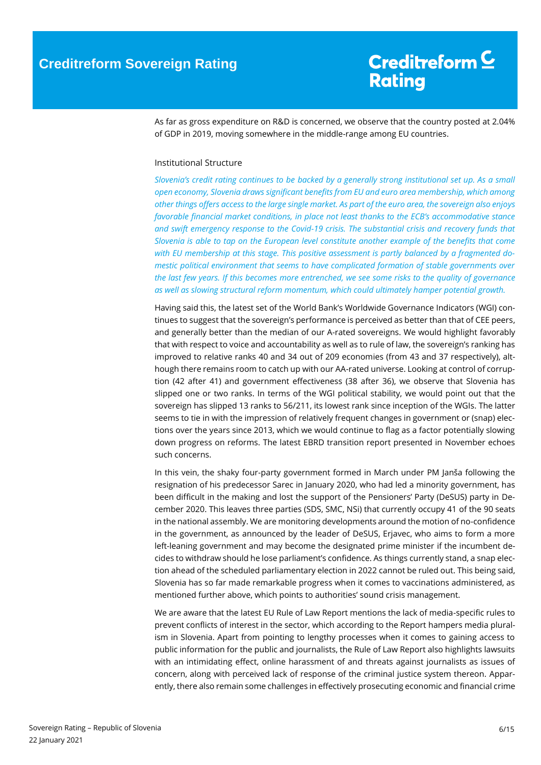As far as gross expenditure on R&D is concerned, we observe that the country posted at 2.04% of GDP in 2019, moving somewhere in the middle-range among EU countries.

## Institutional Structure

*Slovenia's credit rating continues to be backed by a generally strong institutional set up. As a small open economy, Slovenia draws significant benefits from EU and euro area membership, which among other things offers access to the large single market. As part of the euro area, the sovereign also enjoys favorable financial market conditions, in place not least thanks to the ECB's accommodative stance and swift emergency response to the Covid-19 crisis. The substantial crisis and recovery funds that Slovenia is able to tap on the European level constitute another example of the benefits that come with EU membership at this stage. This positive assessment is partly balanced by a fragmented domestic political environment that seems to have complicated formation of stable governments over the last few years. If this becomes more entrenched, we see some risks to the quality of governance as well as slowing structural reform momentum, which could ultimately hamper potential growth.*

Having said this, the latest set of the World Bank's Worldwide Governance Indicators (WGI) continues to suggest that the sovereign's performance is perceived as better than that of CEE peers, and generally better than the median of our A-rated sovereigns. We would highlight favorably that with respect to voice and accountability as well as to rule of law, the sovereign's ranking has improved to relative ranks 40 and 34 out of 209 economies (from 43 and 37 respectively), although there remains room to catch up with our AA-rated universe. Looking at control of corruption (42 after 41) and government effectiveness (38 after 36), we observe that Slovenia has slipped one or two ranks. In terms of the WGI political stability, we would point out that the sovereign has slipped 13 ranks to 56/211, its lowest rank since inception of the WGIs. The latter seems to tie in with the impression of relatively frequent changes in government or (snap) elections over the years since 2013, which we would continue to flag as a factor potentially slowing down progress on reforms. The latest EBRD transition report presented in November echoes such concerns.

In this vein, the shaky four-party government formed in March under PM Janša following the resignation of his predecessor Sarec in January 2020, who had led a minority government, has been difficult in the making and lost the support of the Pensioners' Party (DeSUS) party in December 2020. This leaves three parties (SDS, SMC, NSi) that currently occupy 41 of the 90 seats in the national assembly. We are monitoring developments around the motion of no-confidence in the government, as announced by the leader of DeSUS, Erjavec, who aims to form a more left-leaning government and may become the designated prime minister if the incumbent decides to withdraw should he lose parliament's confidence. As things currently stand, a snap election ahead of the scheduled parliamentary election in 2022 cannot be ruled out. This being said, Slovenia has so far made remarkable progress when it comes to vaccinations administered, as mentioned further above, which points to authorities' sound crisis management.

We are aware that the latest EU Rule of Law Report mentions the lack of media-specific rules to prevent conflicts of interest in the sector, which according to the Report hampers media pluralism in Slovenia. Apart from pointing to lengthy processes when it comes to gaining access to public information for the public and journalists, the Rule of Law Report also highlights lawsuits with an intimidating effect, online harassment of and threats against journalists as issues of concern, along with perceived lack of response of the criminal justice system thereon. Apparently, there also remain some challenges in effectively prosecuting economic and financial crime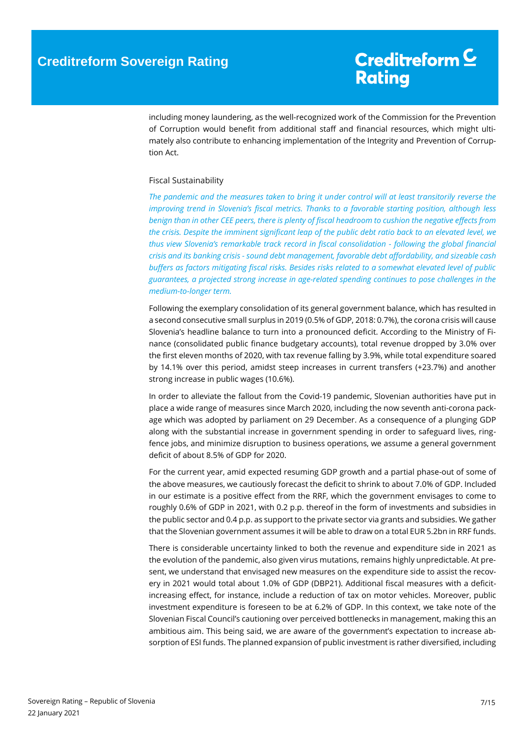including money laundering, as the well-recognized work of the Commission for the Prevention of Corruption would benefit from additional staff and financial resources, which might ultimately also contribute to enhancing implementation of the Integrity and Prevention of Corruption Act.

## Fiscal Sustainability

*The pandemic and the measures taken to bring it under control will at least transitorily reverse the improving trend in Slovenia's fiscal metrics. Thanks to a favorable starting position, although less benign than in other CEE peers, there is plenty of fiscal headroom to cushion the negative effects from the crisis. Despite the imminent significant leap of the public debt ratio back to an elevated level, we thus view Slovenia's remarkable track record in fiscal consolidation - following the global financial crisis and its banking crisis - sound debt management, favorable debt affordability, and sizeable cash buffers as factors mitigating fiscal risks. Besides risks related to a somewhat elevated level of public guarantees, a projected strong increase in age-related spending continues to pose challenges in the medium-to-longer term.*

Following the exemplary consolidation of its general government balance, which has resulted in a second consecutive small surplus in 2019 (0.5% of GDP, 2018: 0.7%), the corona crisis will cause Slovenia's headline balance to turn into a pronounced deficit. According to the Ministry of Finance (consolidated public finance budgetary accounts), total revenue dropped by 3.0% over the first eleven months of 2020, with tax revenue falling by 3.9%, while total expenditure soared by 14.1% over this period, amidst steep increases in current transfers (+23.7%) and another strong increase in public wages (10.6%).

In order to alleviate the fallout from the Covid-19 pandemic, Slovenian authorities have put in place a wide range of measures since March 2020, including the now seventh anti-corona package which was adopted by parliament on 29 December. As a consequence of a plunging GDP along with the substantial increase in government spending in order to safeguard lives, ring-fence jobs, and minimize disruption to business operations, we assume a general government deficit of about 8.5% of GDP for 2020.

For the current year, amid expected resuming GDP growth and a partial phase-out of some of the above measures, we cautiously forecast the deficit to shrink to about 7.0% of GDP. Included in our estimate is a positive effect from the RRF, which the government envisages to come to roughly 0.6% of GDP in 2021, with 0.2 p.p. thereof in the form of investments and subsidies in the public sector and 0.4 p.p. as support to the private sector via grants and subsidies. We gather that the Slovenian government assumes it will be able to draw on a total EUR 5.2bn in RRF funds.

There is considerable uncertainty linked to both the revenue and expenditure side in 2021 as the evolution of the pandemic, also given virus mutations, remains highly unpredictable. At present, we understand that envisaged new measures on the expenditure side to assist the recovery in 2021 would total about 1.0% of GDP (DBP21). Additional fiscal measures with a deficit-increasing effect, for instance, include a reduction of tax on motor vehicles. Moreover, public investment expenditure is foreseen to be at 6.2% of GDP. In this context, we take note of the Slovenian Fiscal Council's cautioning over perceived bottlenecks in management, making this an ambitious aim. This being said, we are aware of the government's expectation to increase absorption of ESI funds. The planned expansion of public investment is rather diversified, including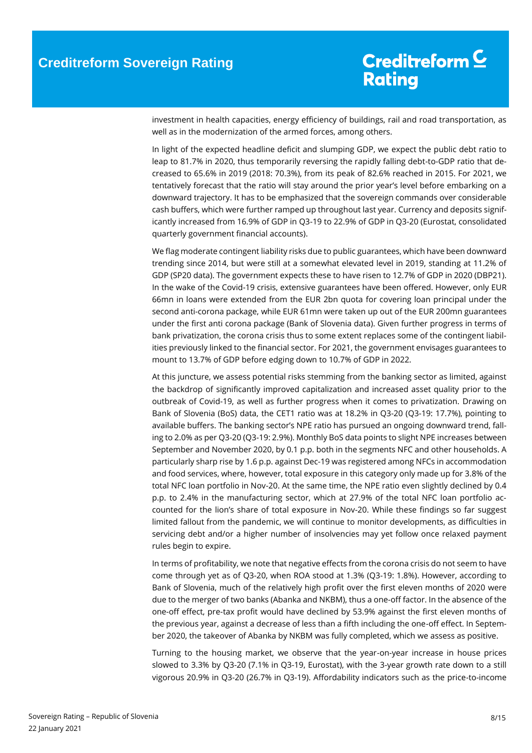investment in health capacities, energy efficiency of buildings, rail and road transportation, as well as in the modernization of the armed forces, among others.

In light of the expected headline deficit and slumping GDP, we expect the public debt ratio to leap to 81.7% in 2020, thus temporarily reversing the rapidly falling debt-to-GDP ratio that decreased to 65.6% in 2019 (2018: 70.3%), from its peak of 82.6% reached in 2015. For 2021, we tentatively forecast that the ratio will stay around the prior year's level before embarking on a downward trajectory. It has to be emphasized that the sovereign commands over considerable cash buffers, which were further ramped up throughout last year. Currency and deposits significantly increased from 16.9% of GDP in Q3-19 to 22.9% of GDP in Q3-20 (Eurostat, consolidated quarterly government financial accounts).

We flag moderate contingent liability risks due to public guarantees, which have been downward trending since 2014, but were still at a somewhat elevated level in 2019, standing at 11.2% of GDP (SP20 data). The government expects these to have risen to 12.7% of GDP in 2020 (DBP21). In the wake of the Covid-19 crisis, extensive guarantees have been offered. However, only EUR 66mn in loans were extended from the EUR 2bn quota for covering loan principal under the second anti-corona package, while EUR 61mn were taken up out of the EUR 200mn guarantees under the first anti corona package (Bank of Slovenia data). Given further progress in terms of bank privatization, the corona crisis thus to some extent replaces some of the contingent liabilities previously linked to the financial sector. For 2021, the government envisages guarantees to mount to 13.7% of GDP before edging down to 10.7% of GDP in 2022.

At this juncture, we assess potential risks stemming from the banking sector as limited, against the backdrop of significantly improved capitalization and increased asset quality prior to the outbreak of Covid-19, as well as further progress when it comes to privatization. Drawing on Bank of Slovenia (BoS) data, the CET1 ratio was at 18.2% in Q3-20 (Q3-19: 17.7%), pointing to available buffers. The banking sector's NPE ratio has pursued an ongoing downward trend, falling to 2.0% as per Q3-20 (Q3-19: 2.9%). Monthly BoS data points to slight NPE increases between September and November 2020, by 0.1 p.p. both in the segments NFC and other households. A particularly sharp rise by 1.6 p.p. against Dec-19 was registered among NFCs in accommodation and food services, where, however, total exposure in this category only made up for 3.8% of the total NFC loan portfolio in Nov-20. At the same time, the NPE ratio even slightly declined by 0.4 p.p. to 2.4% in the manufacturing sector, which at 27.9% of the total NFC loan portfolio accounted for the lion's share of total exposure in Nov-20. While these findings so far suggest limited fallout from the pandemic, we will continue to monitor developments, as difficulties in servicing debt and/or a higher number of insolvencies may yet follow once relaxed payment rules begin to expire.

In terms of profitability, we note that negative effects from the corona crisis do not seem to have come through yet as of Q3-20, when ROA stood at 1.3% (Q3-19: 1.8%). However, according to Bank of Slovenia, much of the relatively high profit over the first eleven months of 2020 were due to the merger of two banks (Abanka and NKBM), thus a one-off factor. In the absence of the one-off effect, pre-tax profit would have declined by 53.9% against the first eleven months of the previous year, against a decrease of less than a fifth including the one-off effect. In September 2020, the takeover of Abanka by NKBM was fully completed, which we assess as positive.

Turning to the housing market, we observe that the year-on-year increase in house prices slowed to 3.3% by Q3-20 (7.1% in Q3-19, Eurostat), with the 3-year growth rate down to a still vigorous 20.9% in Q3-20 (26.7% in Q3-19). Affordability indicators such as the price-to-income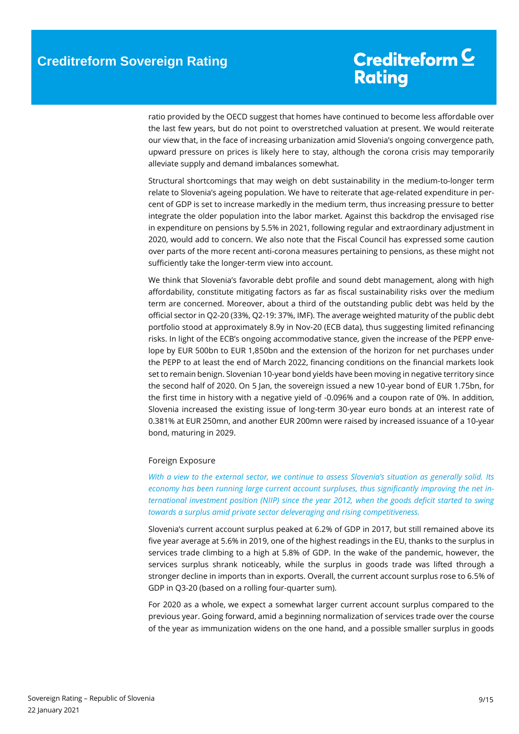ratio provided by the OECD suggest that homes have continued to become less affordable over the last few years, but do not point to overstretched valuation at present. We would reiterate our view that, in the face of increasing urbanization amid Slovenia's ongoing convergence path, upward pressure on prices is likely here to stay, although the corona crisis may temporarily alleviate supply and demand imbalances somewhat.

Structural shortcomings that may weigh on debt sustainability in the medium-to-longer term relate to Slovenia's ageing population. We have to reiterate that age-related expenditure in per-cent of GDP is set to increase markedly in the medium term, thus increasing pressure to better integrate the older population into the labor market. Against this backdrop the envisaged rise in expenditure on pensions by 5.5% in 2021, following regular and extraordinary adjustment in 2020, would add to concern. We also note that the Fiscal Council has expressed some caution over parts of the more recent anti-corona measures pertaining to pensions, as these might not sufficiently take the longer-term view into account.

We think that Slovenia's favorable debt profile and sound debt management, along with high affordability, constitute mitigating factors as far as fiscal sustainability risks over the medium term are concerned. Moreover, about a third of the outstanding public debt was held by the official sector in Q2-20 (33%, Q2-19: 37%, IMF). The average weighted maturity of the public debt portfolio stood at approximately 8.9y in Nov-20 (ECB data), thus suggesting limited refinancing risks. In light of the ECB's ongoing accommodative stance, given the increase of the PEPP envelope by EUR 500bn to EUR 1,850bn and the extension of the horizon for net purchases under the PEPP to at least the end of March 2022, financing conditions on the financial markets look set to remain benign. Slovenian 10-year bond yields have been moving in negative territory since the second half of 2020. On 5 Jan, the sovereign issued a new 10-year bond of EUR 1.75bn, for the first time in history with a negative yield of -0.096% and a coupon rate of 0%. In addition, Slovenia increased the existing issue of long-term 30-year euro bonds at an interest rate of 0.381% at EUR 250mn, and another EUR 200mn were raised by increased issuance of a 10-year bond, maturing in 2029.

## Foreign Exposure

*With a view to the external sector, we continue to assess Slovenia's situation as generally solid. Its economy has been running large current account surpluses, thus significantly improving the net international investment position (NIIP) since the year 2012, when the goods deficit started to swing towards a surplus amid private sector deleveraging and rising competitiveness.*

Slovenia's current account surplus peaked at 6.2% of GDP in 2017, but still remained above its five year average at 5.6% in 2019, one of the highest readings in the EU, thanks to the surplus in services trade climbing to a high at 5.8% of GDP. In the wake of the pandemic, however, the services surplus shrank noticeably, while the surplus in goods trade was lifted through a stronger decline in imports than in exports. Overall, the current account surplus rose to 6.5% of GDP in Q3-20 (based on a rolling four-quarter sum).

For 2020 as a whole, we expect a somewhat larger current account surplus compared to the previous year. Going forward, amid a beginning normalization of services trade over the course of the year as immunization widens on the one hand, and a possible smaller surplus in goods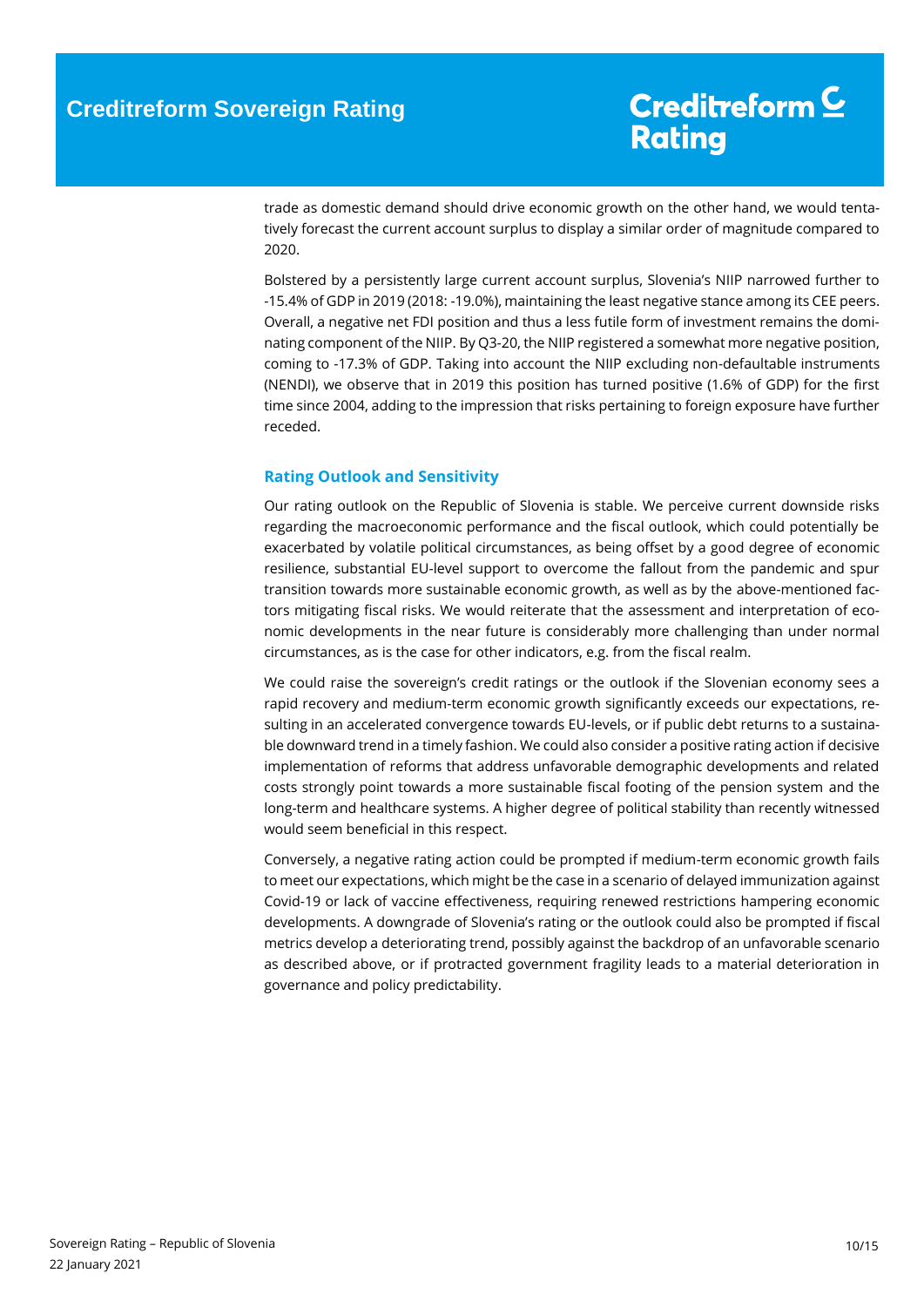trade as domestic demand should drive economic growth on the other hand, we would tentatively forecast the current account surplus to display a similar order of magnitude compared to 2020.

Bolstered by a persistently large current account surplus, Slovenia's NIIP narrowed further to -15.4% of GDP in 2019 (2018: -19.0%), maintaining the least negative stance among its CEE peers. Overall, a negative net FDI position and thus a less futile form of investment remains the dominating component of the NIIP. By Q3-20, the NIIP registered a somewhat more negative position, coming to -17.3% of GDP. Taking into account the NIIP excluding non-defaultable instruments (NENDI), we observe that in 2019 this position has turned positive (1.6% of GDP) for the first time since 2004, adding to the impression that risks pertaining to foreign exposure have further receded.

## Rating Outlook and Sensitivity

Our rating outlook on the Republic of Slovenia is stable. We perceive current downside risks regarding the macroeconomic performance and the fiscal outlook, which could potentially be exacerbated by volatile political circumstances, as being offset by a good degree of economic resilience, substantial EU-level support to overcome the fallout from the pandemic and spur transition towards more sustainable economic growth, as well as by the above-mentioned factors mitigating fiscal risks. We would reiterate that the assessment and interpretation of economic developments in the near future is considerably more challenging than under normal circumstances, as is the case for other indicators, e.g. from the fiscal realm.

We could raise the sovereign's credit ratings or the outlook if the Slovenian economy sees a rapid recovery and medium-term economic growth significantly exceeds our expectations, resulting in an accelerated convergence towards EU-levels, or if public debt returns to a sustainable downward trend in a timely fashion. We could also consider a positive rating action if decisive implementation of reforms that address unfavorable demographic developments and related costs strongly point towards a more sustainable fiscal footing of the pension system and the long-term and healthcare systems. A higher degree of political stability than recently witnessed would seem beneficial in this respect.

Conversely, a negative rating action could be prompted if medium-term economic growth fails to meet our expectations, which might be the case in a scenario of delayed immunization against Covid-19 or lack of vaccine effectiveness, requiring renewed restrictions hampering economic developments. A downgrade of Slovenia's rating or the outlook could also be prompted if fiscal metrics develop a deteriorating trend, possibly against the backdrop of an unfavorable scenario as described above, or if protracted government fragility leads to a material deterioration in governance and policy predictability.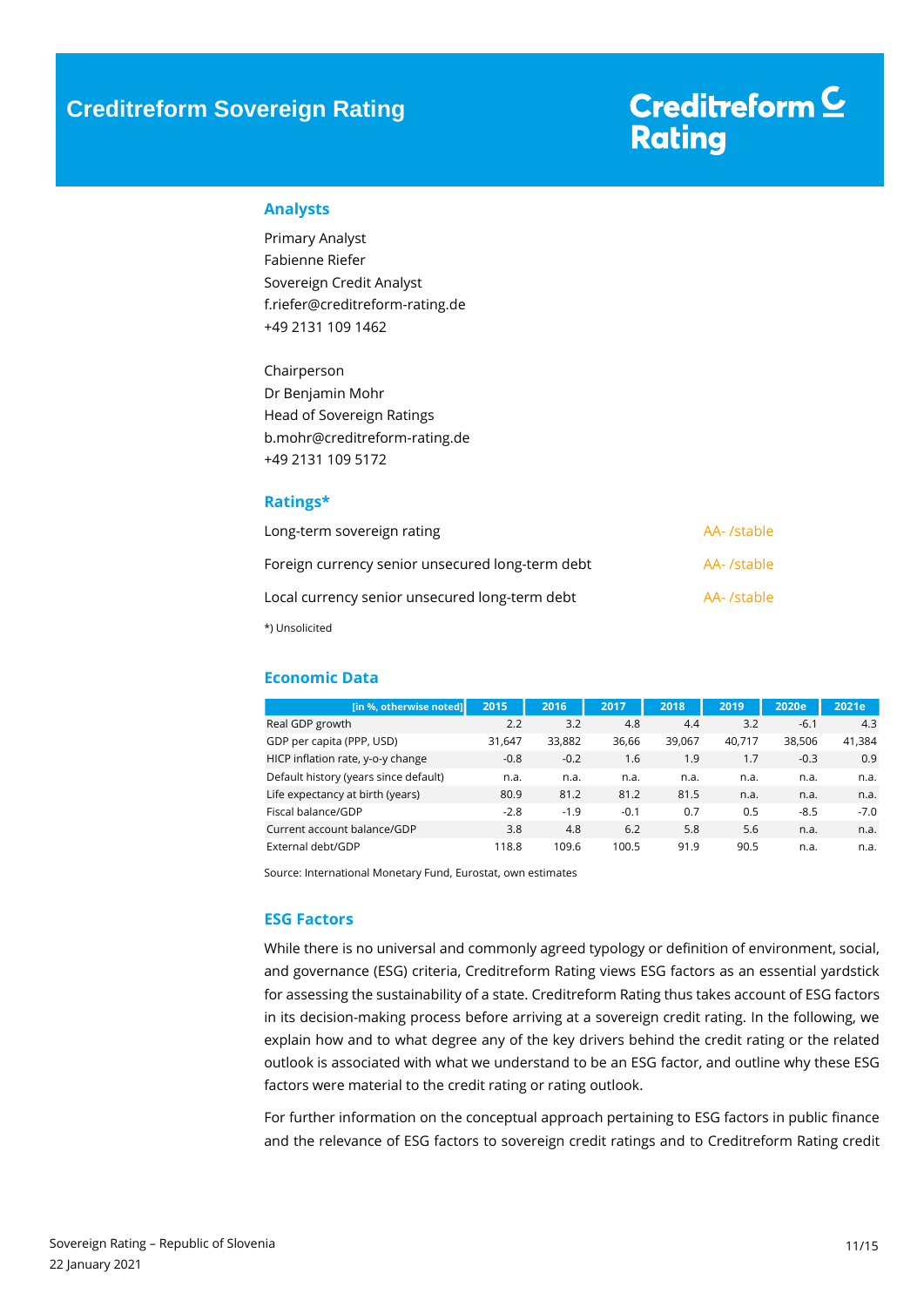# Creditreform Sovereign Rating

Creditreform Rating

## Analysts

Primary Analyst
Fabienne Riefer
Sovereign Credit Analyst
f.riefer@creditreform-rating.de
+49 2131 109 1462

Chairperson
Dr Benjamin Mohr
Head of Sovereign Ratings
b.mohr@creditreform-rating.de
+49 2131 109 5172

## Ratings*

| | |
|---|---|
| Long-term sovereign rating | AA- /stable |
| Foreign currency senior unsecured long-term debt | AA- /stable |
| Local currency senior unsecured long-term debt | AA- /stable |

*) Unsolicited

## Economic Data

| [in %, otherwise noted] | 2015 | 2016 | 2017 | 2018 | 2019 | 2020e | 2021e |
|---|---|---|---|---|---|---|---|
| Real GDP growth | 2.2 | 3.2 | 4.8 | 4.4 | 3.2 | -6.1 | 4.3 |
| GDP per capita (PPP, USD) | 31,647 | 33,882 | 36,66 | 39,067 | 40,717 | 38,506 | 41,384 |
| HICP inflation rate, y-o-y change | -0.8 | -0.2 | 1.6 | 1.9 | 1.7 | -0.3 | 0.9 |
| Default history (years since default) | n.a. | n.a. | n.a. | n.a. | n.a. | n.a. | n.a. |
| Life expectancy at birth (years) | 80.9 | 81.2 | 81.2 | 81.5 | n.a. | n.a. | n.a. |
| Fiscal balance/GDP | -2.8 | -1.9 | -0.1 | 0.7 | 0.5 | -8.5 | -7.0 |
| Current account balance/GDP | 3.8 | 4.8 | 6.2 | 5.8 | 5.6 | n.a. | n.a. |
| External debt/GDP | 118.8 | 109.6 | 100.5 | 91.9 | 90.5 | n.a. | n.a. |

Source: International Monetary Fund, Eurostat, own estimates

## ESG Factors

While there is no universal and commonly agreed typology or definition of environment, social, and governance (ESG) criteria, Creditreform Rating views ESG factors as an essential yardstick for assessing the sustainability of a state. Creditreform Rating thus takes account of ESG factors in its decision-making process before arriving at a sovereign credit rating. In the following, we explain how and to what degree any of the key drivers behind the credit rating or the related outlook is associated with what we understand to be an ESG factor, and outline why these ESG factors were material to the credit rating or rating outlook.

For further information on the conceptual approach pertaining to ESG factors in public finance and the relevance of ESG factors to sovereign credit ratings and to Creditreform Rating credit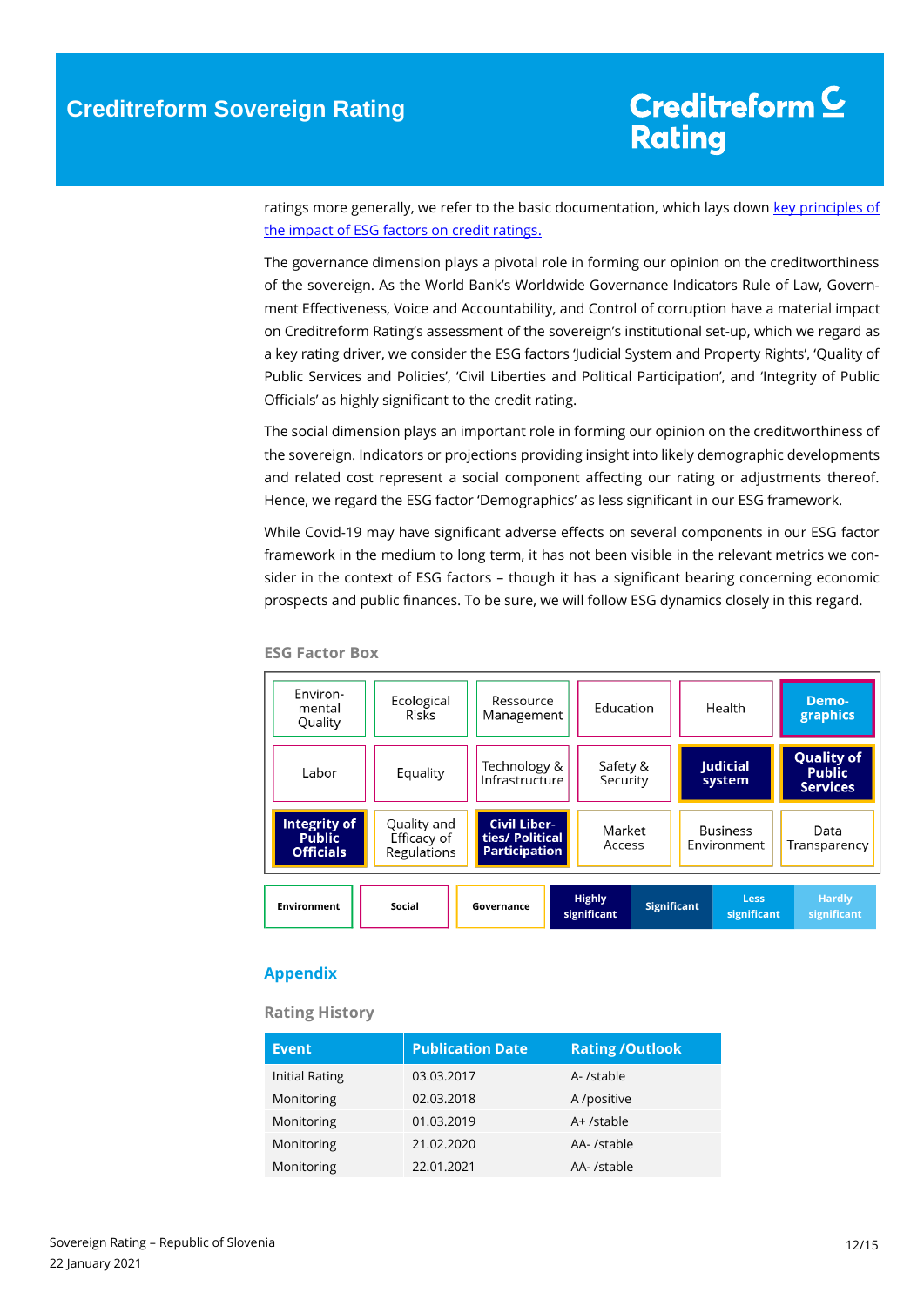ratings more generally, we refer to the basic documentation, which lays down [key principles of the impact of ESG factors on credit ratings.](key principles of the impact of ESG factors on credit ratings.)

The governance dimension plays a pivotal role in forming our opinion on the creditworthiness of the sovereign. As the World Bank's Worldwide Governance Indicators Rule of Law, Government Effectiveness, Voice and Accountability, and Control of corruption have a material impact on Creditreform Rating's assessment of the sovereign's institutional set-up, which we regard as a key rating driver, we consider the ESG factors 'Judicial System and Property Rights', 'Quality of Public Services and Policies', 'Civil Liberties and Political Participation', and 'Integrity of Public Officials' as highly significant to the credit rating.

The social dimension plays an important role in forming our opinion on the creditworthiness of the sovereign. Indicators or projections providing insight into likely demographic developments and related cost represent a social component affecting our rating or adjustments thereof. Hence, we regard the ESG factor 'Demographics' as less significant in our ESG framework.

While Covid-19 may have significant adverse effects on several components in our ESG factor framework in the medium to long term, it has not been visible in the relevant metrics we consider in the context of ESG factors – though it has a significant bearing concerning economic prospects and public finances. To be sure, we will follow ESG dynamics closely in this regard.

**ESG Factor Box**

| | | | | | |
|---|---|---|---|---|---|
| Environmental Quality | Ecological Risks | Ressource Management | Education | Health | **Demographics** |
| Labor | Equality | Technology & Infrastructure | Safety & Security | **Judicial system** | **Quality of Public Services** |
| **Integrity of Public Officials** | Quality and Efficacy of Regulations | **Civil Liberties/ Political Participation** | Market Access | Business Environment | Data Transparency |

Legend: Environment | Social | Governance | Highly significant | Significant | Less significant | Hardly significant

## Appendix

### Rating History

| Event | Publication Date | Rating /Outlook |
|---|---|---|
| Initial Rating | 03.03.2017 | A- /stable |
| Monitoring | 02.03.2018 | A /positive |
| Monitoring | 01.03.2019 | A+ /stable |
| Monitoring | 21.02.2020 | AA- /stable |
| Monitoring | 22.01.2021 | AA- /stable |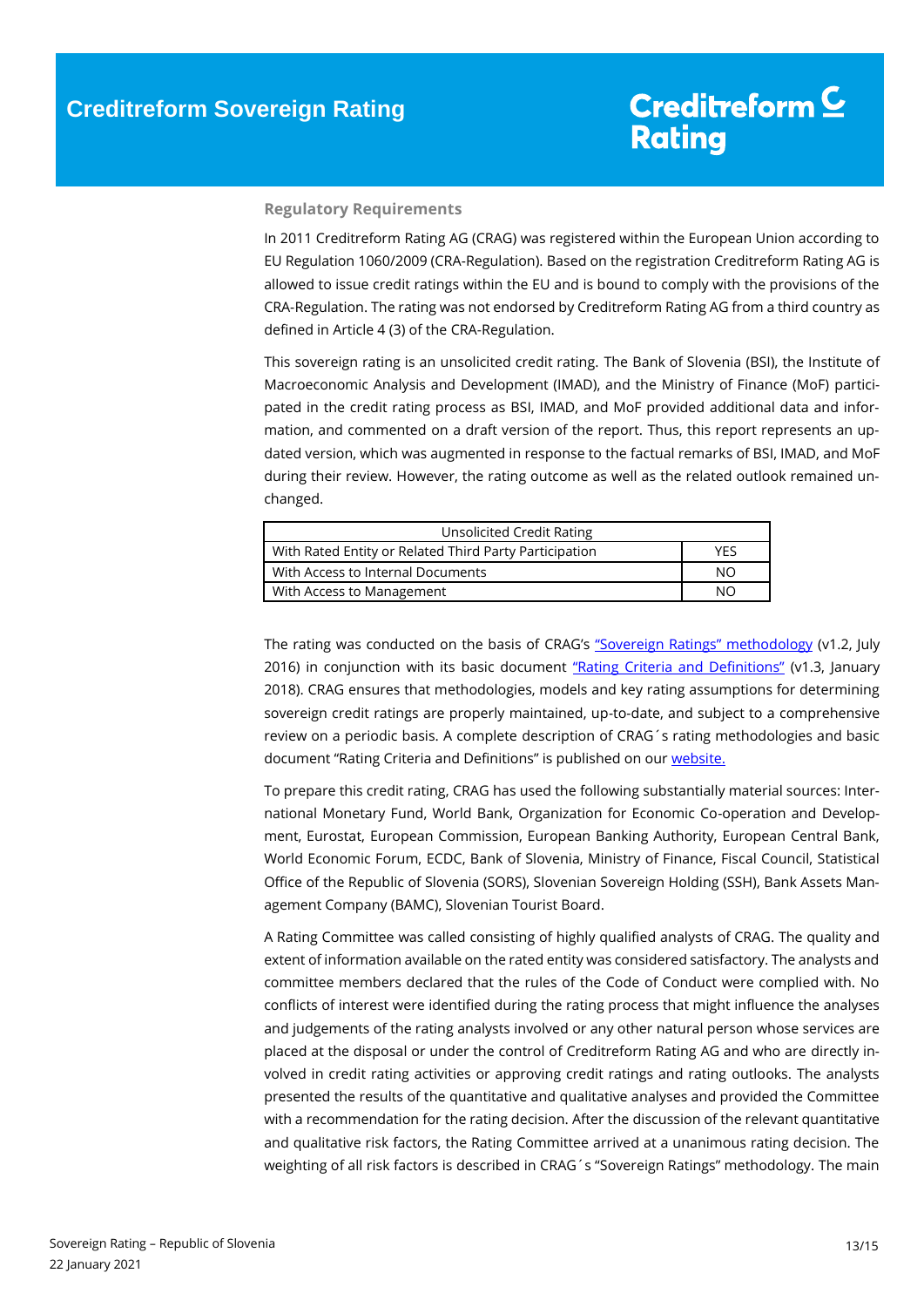### Regulatory Requirements

In 2011 Creditreform Rating AG (CRAG) was registered within the European Union according to EU Regulation 1060/2009 (CRA-Regulation). Based on the registration Creditreform Rating AG is allowed to issue credit ratings within the EU and is bound to comply with the provisions of the CRA-Regulation. The rating was not endorsed by Creditreform Rating AG from a third country as defined in Article 4 (3) of the CRA-Regulation.

This sovereign rating is an unsolicited credit rating. The Bank of Slovenia (BSI), the Institute of Macroeconomic Analysis and Development (IMAD), and the Ministry of Finance (MoF) participated in the credit rating process as BSI, IMAD, and MoF provided additional data and information, and commented on a draft version of the report. Thus, this report represents an updated version, which was augmented in response to the factual remarks of BSI, IMAD, and MoF during their review. However, the rating outcome as well as the related outlook remained unchanged.

| Unsolicited Credit Rating | |
|---|---|
| With Rated Entity or Related Third Party Participation | YES |
| With Access to Internal Documents | NO |
| With Access to Management | NO |

The rating was conducted on the basis of CRAG's "Sovereign Ratings" methodology (v1.2, July 2016) in conjunction with its basic document "Rating Criteria and Definitions" (v1.3, January 2018). CRAG ensures that methodologies, models and key rating assumptions for determining sovereign credit ratings are properly maintained, up-to-date, and subject to a comprehensive review on a periodic basis. A complete description of CRAG´s rating methodologies and basic document "Rating Criteria and Definitions" is published on our website.

To prepare this credit rating, CRAG has used the following substantially material sources: International Monetary Fund, World Bank, Organization for Economic Co-operation and Development, Eurostat, European Commission, European Banking Authority, European Central Bank, World Economic Forum, ECDC, Bank of Slovenia, Ministry of Finance, Fiscal Council, Statistical Office of the Republic of Slovenia (SORS), Slovenian Sovereign Holding (SSH), Bank Assets Management Company (BAMC), Slovenian Tourist Board.

A Rating Committee was called consisting of highly qualified analysts of CRAG. The quality and extent of information available on the rated entity was considered satisfactory. The analysts and committee members declared that the rules of the Code of Conduct were complied with. No conflicts of interest were identified during the rating process that might influence the analyses and judgements of the rating analysts involved or any other natural person whose services are placed at the disposal or under the control of Creditreform Rating AG and who are directly involved in credit rating activities or approving credit ratings and rating outlooks. The analysts presented the results of the quantitative and qualitative analyses and provided the Committee with a recommendation for the rating decision. After the discussion of the relevant quantitative and qualitative risk factors, the Rating Committee arrived at a unanimous rating decision. The weighting of all risk factors is described in CRAG´s "Sovereign Ratings" methodology. The main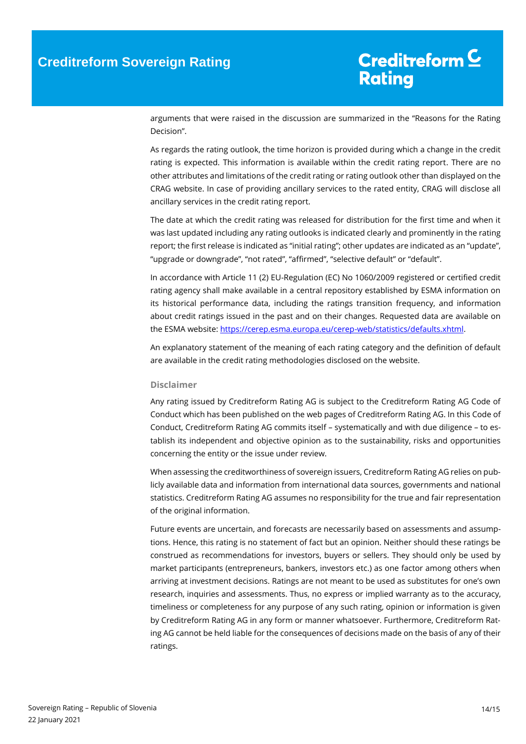arguments that were raised in the discussion are summarized in the "Reasons for the Rating Decision".

As regards the rating outlook, the time horizon is provided during which a change in the credit rating is expected. This information is available within the credit rating report. There are no other attributes and limitations of the credit rating or rating outlook other than displayed on the CRAG website. In case of providing ancillary services to the rated entity, CRAG will disclose all ancillary services in the credit rating report.

The date at which the credit rating was released for distribution for the first time and when it was last updated including any rating outlooks is indicated clearly and prominently in the rating report; the first release is indicated as "initial rating"; other updates are indicated as an "update", "upgrade or downgrade", "not rated", "affirmed", "selective default" or "default".

In accordance with Article 11 (2) EU-Regulation (EC) No 1060/2009 registered or certified credit rating agency shall make available in a central repository established by ESMA information on its historical performance data, including the ratings transition frequency, and information about credit ratings issued in the past and on their changes. Requested data are available on the ESMA website: [https://cerep.esma.europa.eu/cerep-web/statistics/defaults.xhtml](https://cerep.esma.europa.eu/cerep-web/statistics/defaults.xhtml).

An explanatory statement of the meaning of each rating category and the definition of default are available in the credit rating methodologies disclosed on the website.

### Disclaimer

Any rating issued by Creditreform Rating AG is subject to the Creditreform Rating AG Code of Conduct which has been published on the web pages of Creditreform Rating AG. In this Code of Conduct, Creditreform Rating AG commits itself – systematically and with due diligence – to establish its independent and objective opinion as to the sustainability, risks and opportunities concerning the entity or the issue under review.

When assessing the creditworthiness of sovereign issuers, Creditreform Rating AG relies on publicly available data and information from international data sources, governments and national statistics. Creditreform Rating AG assumes no responsibility for the true and fair representation of the original information.

Future events are uncertain, and forecasts are necessarily based on assessments and assumptions. Hence, this rating is no statement of fact but an opinion. Neither should these ratings be construed as recommendations for investors, buyers or sellers. They should only be used by market participants (entrepreneurs, bankers, investors etc.) as one factor among others when arriving at investment decisions. Ratings are not meant to be used as substitutes for one's own research, inquiries and assessments. Thus, no express or implied warranty as to the accuracy, timeliness or completeness for any purpose of any such rating, opinion or information is given by Creditreform Rating AG in any form or manner whatsoever. Furthermore, Creditreform Rating AG cannot be held liable for the consequences of decisions made on the basis of any of their ratings.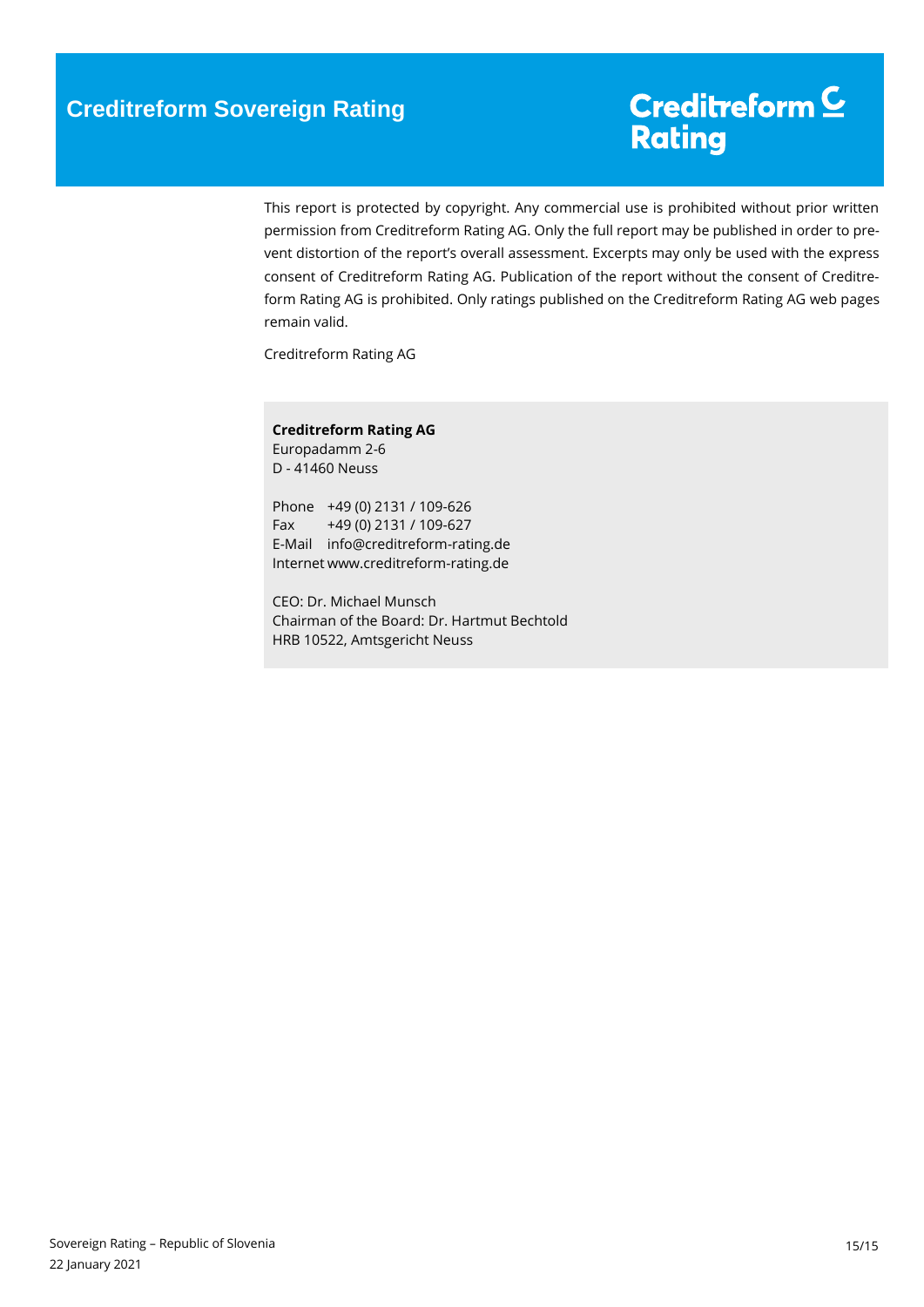This report is protected by copyright. Any commercial use is prohibited without prior written permission from Creditreform Rating AG. Only the full report may be published in order to prevent distortion of the report's overall assessment. Excerpts may only be used with the express consent of Creditreform Rating AG. Publication of the report without the consent of Creditreform Rating AG is prohibited. Only ratings published on the Creditreform Rating AG web pages remain valid.

Creditreform Rating AG

**Creditreform Rating AG**
Europadamm 2-6
D - 41460 Neuss

Phone +49 (0) 2131 / 109-626
Fax +49 (0) 2131 / 109-627
E-Mail info@creditreform-rating.de
Internet www.creditreform-rating.de

CEO: Dr. Michael Munsch
Chairman of the Board: Dr. Hartmut Bechtold
HRB 10522, Amtsgericht Neuss